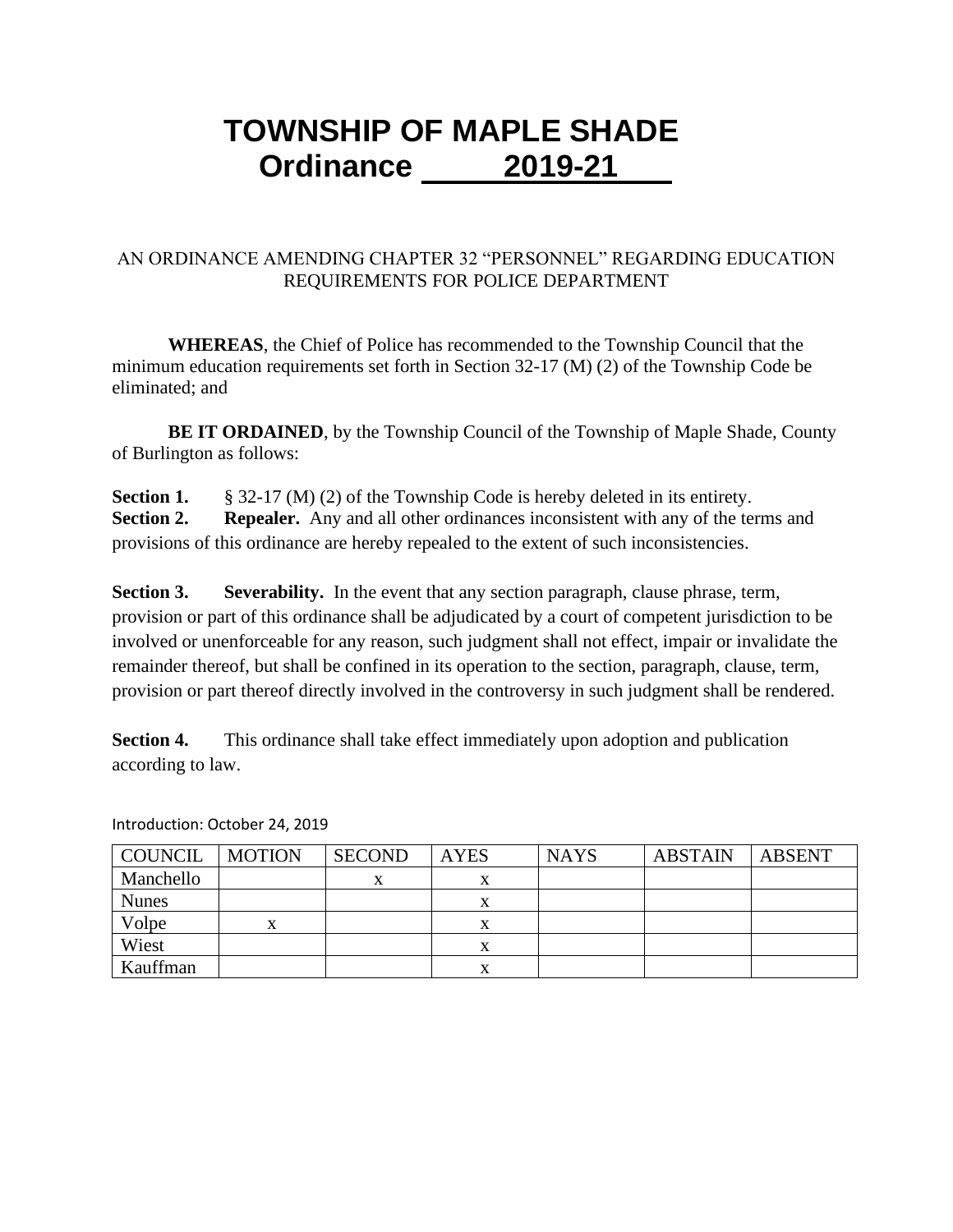# TOWNSHIP OF MAPLE SHADE
# Ordinance 2019-21

AN ORDINANCE AMENDING CHAPTER 32 "PERSONNEL" REGARDING EDUCATION REQUIREMENTS FOR POLICE DEPARTMENT

**WHEREAS**, the Chief of Police has recommended to the Township Council that the minimum education requirements set forth in Section 32-17 (M) (2) of the Township Code be eliminated; and

**BE IT ORDAINED**, by the Township Council of the Township of Maple Shade, County of Burlington as follows:

**Section 1.** § 32-17 (M) (2) of the Township Code is hereby deleted in its entirety.
**Section 2.** **Repealer.** Any and all other ordinances inconsistent with any of the terms and provisions of this ordinance are hereby repealed to the extent of such inconsistencies.

**Section 3.** **Severability.** In the event that any section paragraph, clause phrase, term, provision or part of this ordinance shall be adjudicated by a court of competent jurisdiction to be involved or unenforceable for any reason, such judgment shall not effect, impair or invalidate the remainder thereof, but shall be confined in its operation to the section, paragraph, clause, term, provision or part thereof directly involved in the controversy in such judgment shall be rendered.

**Section 4.** This ordinance shall take effect immediately upon adoption and publication according to law.

Introduction: October 24, 2019

| COUNCIL | MOTION | SECOND | AYES | NAYS | ABSTAIN | ABSENT |
|---|---|---|---|---|---|---|
| Manchello | | x | x | | | |
| Nunes | | | x | | | |
| Volpe | x | | x | | | |
| Wiest | | | x | | | |
| Kauffman | | | x | | | |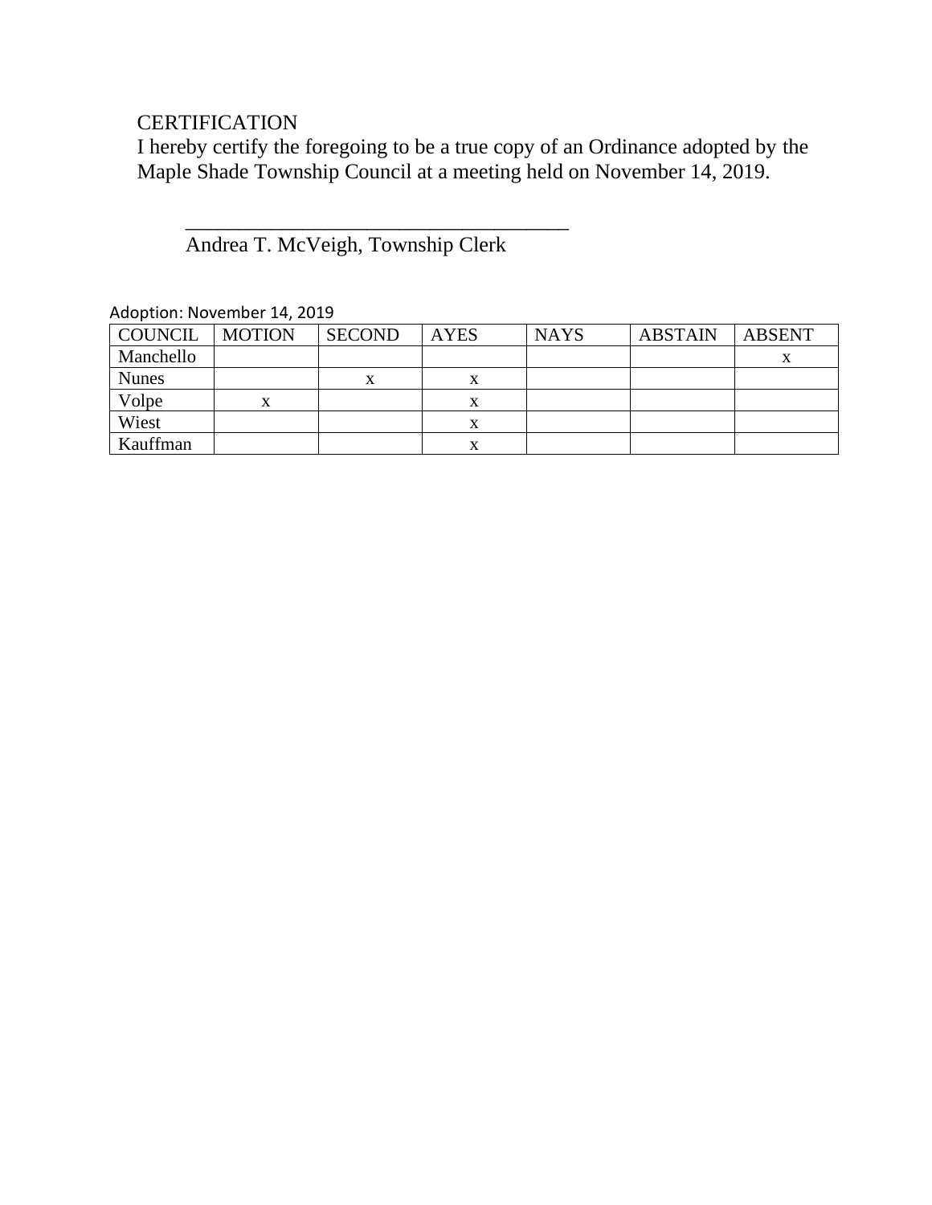CERTIFICATION

I hereby certify the foregoing to be a true copy of an Ordinance adopted by the Maple Shade Township Council at a meeting held on November 14, 2019.

_____________________________________

Andrea T. McVeigh, Township Clerk

Adoption: November 14, 2019

| COUNCIL | MOTION | SECOND | AYES | NAYS | ABSTAIN | ABSENT |
|---|---|---|---|---|---|---|
| Manchello | | | | | | x |
| Nunes | | x | x | | | |
| Volpe | x | | x | | | |
| Wiest | | | x | | | |
| Kauffman | | | x | | | |